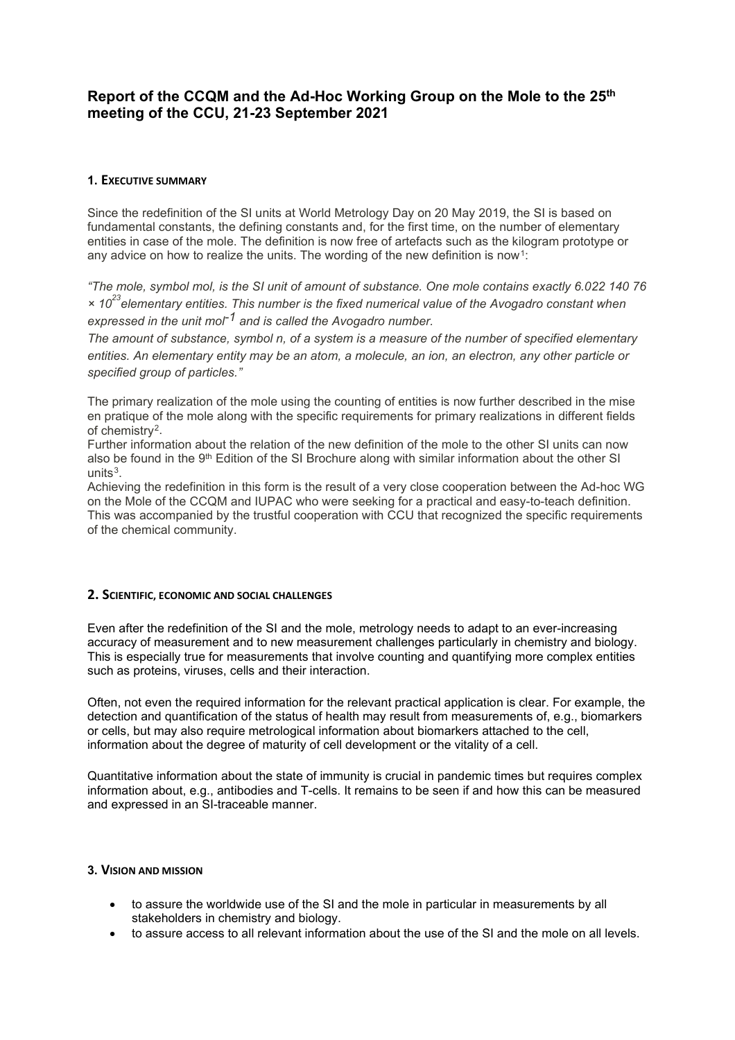# Report of the CCQM and the Ad-Hoc Working Group on the Mole to the 25th meeting of the CCU, 21-23 September 2021

## 1. Executive summary

Since the redefinition of the SI units at World Metrology Day on 20 May 2019, the SI is based on fundamental constants, the defining constants and, for the first time, on the number of elementary entities in case of the mole. The definition is now free of artefacts such as the kilogram prototype or any advice on how to realize the units. The wording of the new definition is now[1]:

*"The mole, symbol mol, is the SI unit of amount of substance. One mole contains exactly 6.022 140 76 × $10^{23}$ elementary entities. This number is the fixed numerical value of the Avogadro constant when expressed in the unit $mol^{-1}$ and is called the Avogadro number.*

*The amount of substance, symbol n, of a system is a measure of the number of specified elementary entities. An elementary entity may be an atom, a molecule, an ion, an electron, any other particle or specified group of particles."*

The primary realization of the mole using the counting of entities is now further described in the mise en pratique of the mole along with the specific requirements for primary realizations in different fields of chemistry[2].

Further information about the relation of the new definition of the mole to the other SI units can now also be found in the 9th Edition of the SI Brochure along with similar information about the other SI units[3].

Achieving the redefinition in this form is the result of a very close cooperation between the Ad-hoc WG on the Mole of the CCQM and IUPAC who were seeking for a practical and easy-to-teach definition. This was accompanied by the trustful cooperation with CCU that recognized the specific requirements of the chemical community.

## 2. Scientific, economic and social challenges

Even after the redefinition of the SI and the mole, metrology needs to adapt to an ever-increasing accuracy of measurement and to new measurement challenges particularly in chemistry and biology. This is especially true for measurements that involve counting and quantifying more complex entities such as proteins, viruses, cells and their interaction.

Often, not even the required information for the relevant practical application is clear. For example, the detection and quantification of the status of health may result from measurements of, e.g., biomarkers or cells, but may also require metrological information about biomarkers attached to the cell, information about the degree of maturity of cell development or the vitality of a cell.

Quantitative information about the state of immunity is crucial in pandemic times but requires complex information about, e.g., antibodies and T-cells. It remains to be seen if and how this can be measured and expressed in an SI-traceable manner.

## 3. Vision and mission

- to assure the worldwide use of the SI and the mole in particular in measurements by all stakeholders in chemistry and biology.
- to assure access to all relevant information about the use of the SI and the mole on all levels.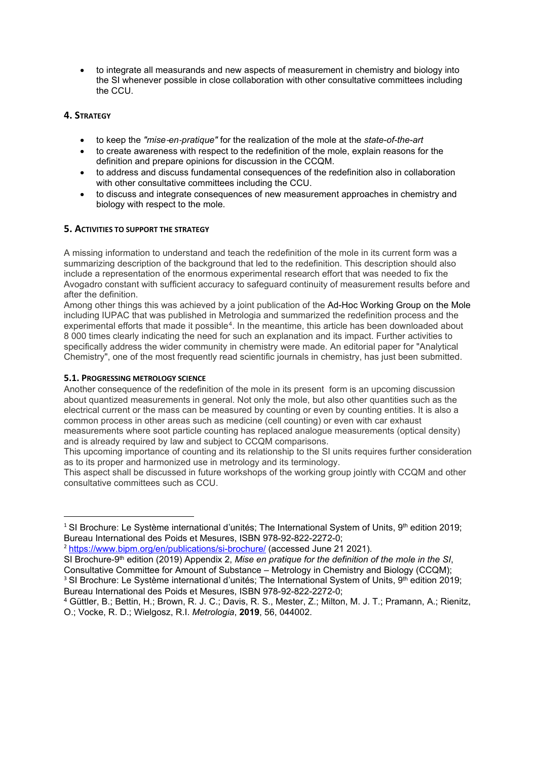- to integrate all measurands and new aspects of measurement in chemistry and biology into the SI whenever possible in close collaboration with other consultative committees including the CCU.

## 4. Strategy

- to keep the *"mise-en-pratique"* for the realization of the mole at the *state-of-the-art*
- to create awareness with respect to the redefinition of the mole, explain reasons for the definition and prepare opinions for discussion in the CCQM.
- to address and discuss fundamental consequences of the redefinition also in collaboration with other consultative committees including the CCU.
- to discuss and integrate consequences of new measurement approaches in chemistry and biology with respect to the mole.

## 5. Activities to support the strategy

A missing information to understand and teach the redefinition of the mole in its current form was a summarizing description of the background that led to the redefinition. This description should also include a representation of the enormous experimental research effort that was needed to fix the Avogadro constant with sufficient accuracy to safeguard continuity of measurement results before and after the definition.

Among other things this was achieved by a joint publication of the Ad-Hoc Working Group on the Mole including IUPAC that was published in Metrologia and summarized the redefinition process and the experimental efforts that made it possible[4]. In the meantime, this article has been downloaded about 8 000 times clearly indicating the need for such an explanation and its impact. Further activities to specifically address the wider community in chemistry were made. An editorial paper for "Analytical Chemistry", one of the most frequently read scientific journals in chemistry, has just been submitted.

### 5.1. Progressing metrology science

Another consequence of the redefinition of the mole in its present form is an upcoming discussion about quantized measurements in general. Not only the mole, but also other quantities such as the electrical current or the mass can be measured by counting or even by counting entities. It is also a common process in other areas such as medicine (cell counting) or even with car exhaust measurements where soot particle counting has replaced analogue measurements (optical density) and is already required by law and subject to CCQM comparisons.

This upcoming importance of counting and its relationship to the SI units requires further consideration as to its proper and harmonized use in metrology and its terminology.

This aspect shall be discussed in future workshops of the working group jointly with CCQM and other consultative committees such as CCU.

---

[1] SI Brochure: Le Système international d'unités; The International System of Units, 9th edition 2019; Bureau International des Poids et Mesures, ISBN 978-92-822-2272-0;

[2] https://www.bipm.org/en/publications/si-brochure/ (accessed June 21 2021).
SI Brochure-9th edition (2019) Appendix 2, *Mise en pratique for the definition of the mole in the SI*, Consultative Committee for Amount of Substance – Metrology in Chemistry and Biology (CCQM);

[3] SI Brochure: Le Système international d'unités; The International System of Units, 9th edition 2019; Bureau International des Poids et Mesures, ISBN 978-92-822-2272-0;

[4] Güttler, B.; Bettin, H.; Brown, R. J. C.; Davis, R. S., Mester, Z.; Milton, M. J. T.; Pramann, A.; Rienitz, O.; Vocke, R. D.; Wielgosz, R.I. *Metrologia*, **2019**, 56, 044002.